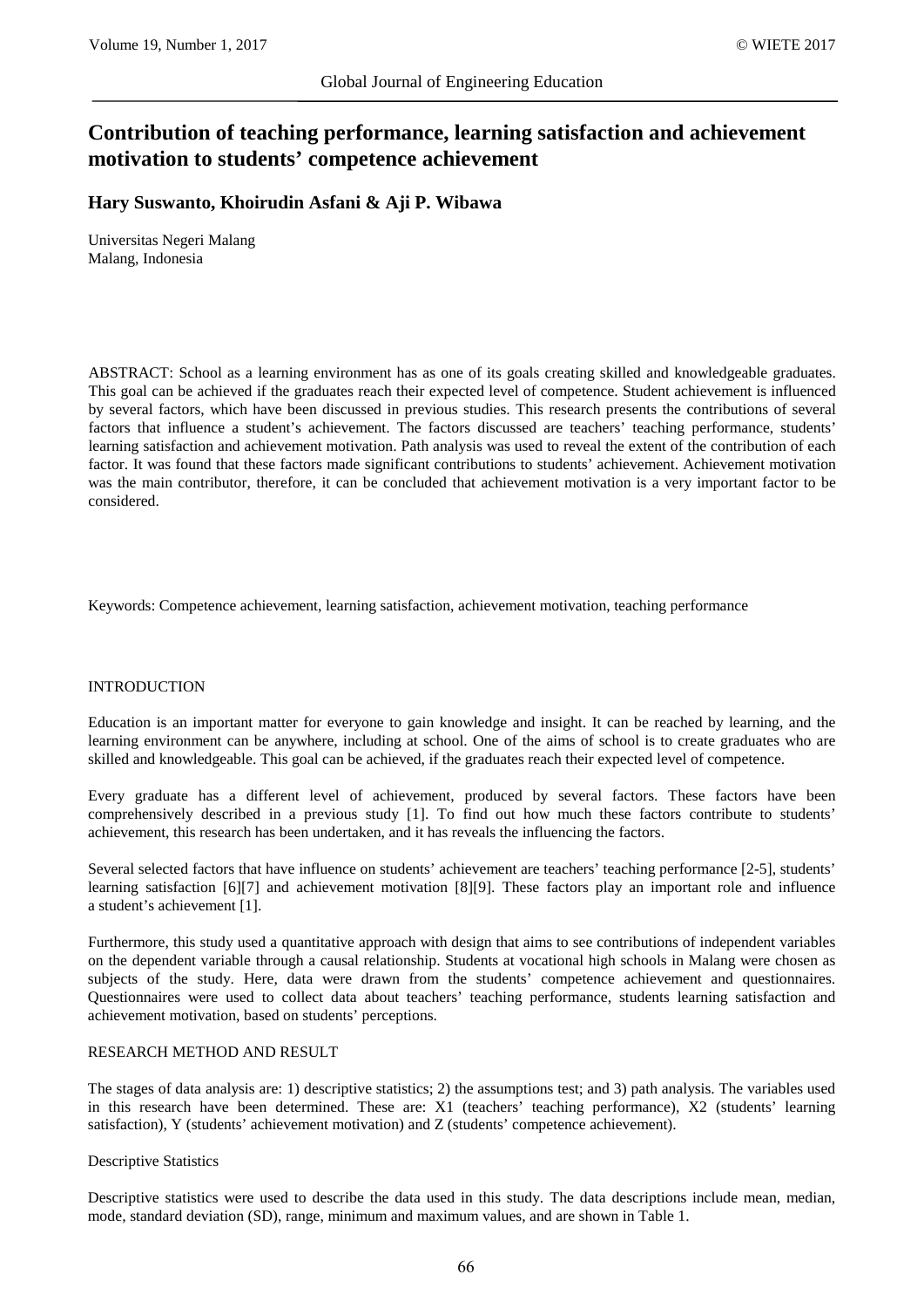# Contribution of teaching performance, learning satisfaction and achievement motivation to students' competence achievement

**Hary Suswanto, Khoirudin Asfani & Aji P. Wibawa**

Universitas Negeri Malang
Malang, Indonesia

ABSTRACT: School as a learning environment has as one of its goals creating skilled and knowledgeable graduates. This goal can be achieved if the graduates reach their expected level of competence. Student achievement is influenced by several factors, which have been discussed in previous studies. This research presents the contributions of several factors that influence a student's achievement. The factors discussed are teachers' teaching performance, students' learning satisfaction and achievement motivation. Path analysis was used to reveal the extent of the contribution of each factor. It was found that these factors made significant contributions to students' achievement. Achievement motivation was the main contributor, therefore, it can be concluded that achievement motivation is a very important factor to be considered.

Keywords: Competence achievement, learning satisfaction, achievement motivation, teaching performance

## INTRODUCTION

Education is an important matter for everyone to gain knowledge and insight. It can be reached by learning, and the learning environment can be anywhere, including at school. One of the aims of school is to create graduates who are skilled and knowledgeable. This goal can be achieved, if the graduates reach their expected level of competence.

Every graduate has a different level of achievement, produced by several factors. These factors have been comprehensively described in a previous study [1]. To find out how much these factors contribute to students' achievement, this research has been undertaken, and it has reveals the influencing the factors.

Several selected factors that have influence on students' achievement are teachers' teaching performance [2-5], students' learning satisfaction [6][7] and achievement motivation [8][9]. These factors play an important role and influence a student's achievement [1].

Furthermore, this study used a quantitative approach with design that aims to see contributions of independent variables on the dependent variable through a causal relationship. Students at vocational high schools in Malang were chosen as subjects of the study. Here, data were drawn from the students' competence achievement and questionnaires. Questionnaires were used to collect data about teachers' teaching performance, students learning satisfaction and achievement motivation, based on students' perceptions.

## RESEARCH METHOD AND RESULT

The stages of data analysis are: 1) descriptive statistics; 2) the assumptions test; and 3) path analysis. The variables used in this research have been determined. These are: X1 (teachers' teaching performance), X2 (students' learning satisfaction), Y (students' achievement motivation) and Z (students' competence achievement).

### Descriptive Statistics

Descriptive statistics were used to describe the data used in this study. The data descriptions include mean, median, mode, standard deviation (SD), range, minimum and maximum values, and are shown in Table 1.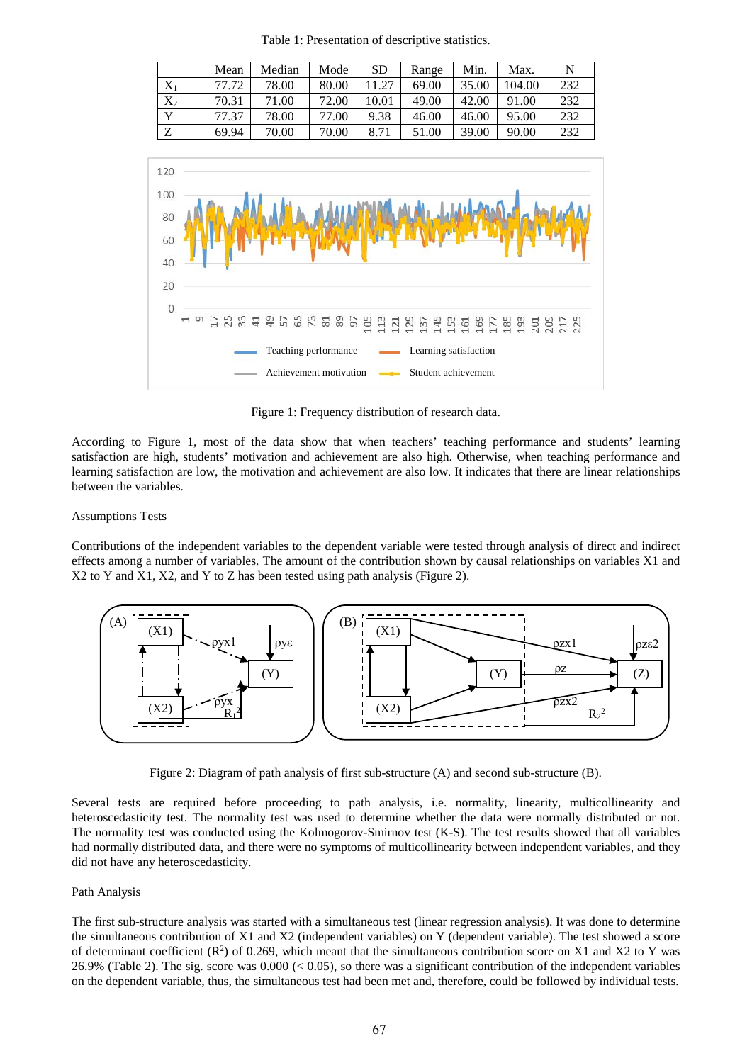Table 1: Presentation of descriptive statistics.

| | Mean | Median | Mode | SD | Range | Min. | Max. | N |
|---|---|---|---|---|---|---|---|---|
| $X_1$ | 77.72 | 78.00 | 80.00 | 11.27 | 69.00 | 35.00 | 104.00 | 232 |
| $X_2$ | 70.31 | 71.00 | 72.00 | 10.01 | 49.00 | 42.00 | 91.00 | 232 |
| Y | 77.37 | 78.00 | 77.00 | 9.38 | 46.00 | 46.00 | 95.00 | 232 |
| Z | 69.94 | 70.00 | 70.00 | 8.71 | 51.00 | 39.00 | 90.00 | 232 |

Figure 1: Frequency distribution of research data.

According to Figure 1, most of the data show that when teachers' teaching performance and students' learning satisfaction are high, students' motivation and achievement are also high. Otherwise, when teaching performance and learning satisfaction are low, the motivation and achievement are also low. It indicates that there are linear relationships between the variables.

Assumptions Tests

Contributions of the independent variables to the dependent variable were tested through analysis of direct and indirect effects among a number of variables. The amount of the contribution shown by causal relationships on variables X1 and X2 to Y and X1, X2, and Y to Z has been tested using path analysis (Figure 2).

Figure 2: Diagram of path analysis of first sub-structure (A) and second sub-structure (B).

Several tests are required before proceeding to path analysis, i.e. normality, linearity, multicollinearity and heteroscedasticity test. The normality test was used to determine whether the data were normally distributed or not. The normality test was conducted using the Kolmogorov-Smirnov test (K-S). The test results showed that all variables had normally distributed data, and there were no symptoms of multicollinearity between independent variables, and they did not have any heteroscedasticity.

Path Analysis

The first sub-structure analysis was started with a simultaneous test (linear regression analysis). It was done to determine the simultaneous contribution of X1 and X2 (independent variables) on Y (dependent variable). The test showed a score of determinant coefficient ($R^2$) of 0.269, which meant that the simultaneous contribution score on X1 and X2 to Y was 26.9% (Table 2). The sig. score was 0.000 (< 0.05), so there was a significant contribution of the independent variables on the dependent variable, thus, the simultaneous test had been met and, therefore, could be followed by individual tests.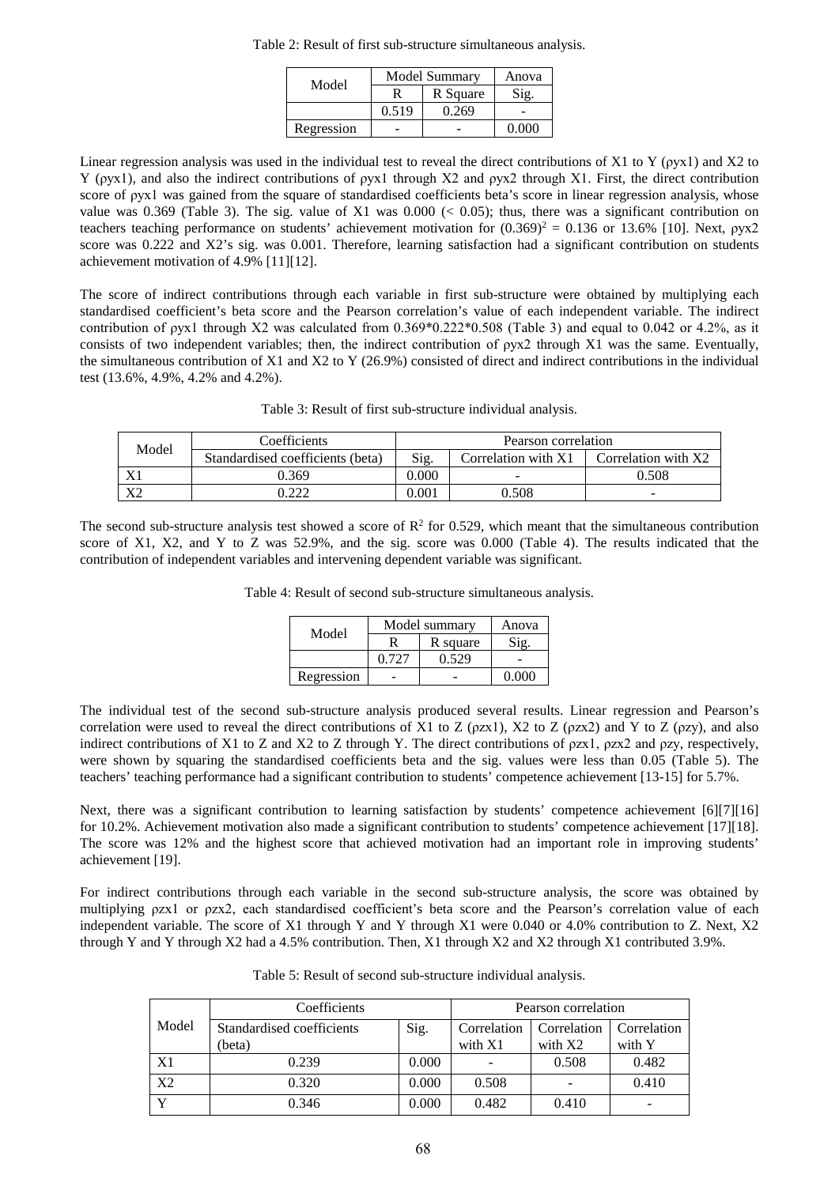Table 2: Result of first sub-structure simultaneous analysis.

| Model | Model Summary | | Anova |
|---|---|---|---|
| | R | R Square | Sig. |
| | 0.519 | 0.269 | - |
| Regression | - | - | 0.000 |

Linear regression analysis was used in the individual test to reveal the direct contributions of X1 to Y (ρyx1) and X2 to Y (ρyx1), and also the indirect contributions of ρyx1 through X2 and ρyx2 through X1. First, the direct contribution score of ρyx1 was gained from the square of standardised coefficients beta's score in linear regression analysis, whose value was 0.369 (Table 3). The sig. value of X1 was 0.000 (< 0.05); thus, there was a significant contribution on teachers teaching performance on students' achievement motivation for $(0.369)^2 = 0.136$ or 13.6% [10]. Next, ρyx2 score was 0.222 and X2's sig. was 0.001. Therefore, learning satisfaction had a significant contribution on students achievement motivation of 4.9% [11][12].

The score of indirect contributions through each variable in first sub-structure were obtained by multiplying each standardised coefficient's beta score and the Pearson correlation's value of each independent variable. The indirect contribution of ρyx1 through X2 was calculated from 0.369*0.222*0.508 (Table 3) and equal to 0.042 or 4.2%, as it consists of two independent variables; then, the indirect contribution of ρyx2 through X1 was the same. Eventually, the simultaneous contribution of X1 and X2 to Y (26.9%) consisted of direct and indirect contributions in the individual test (13.6%, 4.9%, 4.2% and 4.2%).

Table 3: Result of first sub-structure individual analysis.

| Model | Coefficients | Pearson correlation | | |
|---|---|---|---|---|
| | Standardised coefficients (beta) | Sig. | Correlation with X1 | Correlation with X2 |
| X1 | 0.369 | 0.000 | - | 0.508 |
| X2 | 0.222 | 0.001 | 0.508 | - |

The second sub-structure analysis test showed a score of $R^2$ for 0.529, which meant that the simultaneous contribution score of X1, X2, and Y to Z was 52.9%, and the sig. score was 0.000 (Table 4). The results indicated that the contribution of independent variables and intervening dependent variable was significant.

Table 4: Result of second sub-structure simultaneous analysis.

| Model | Model summary | | Anova |
|---|---|---|---|
| | R | R square | Sig. |
| | 0.727 | 0.529 | - |
| Regression | - | - | 0.000 |

The individual test of the second sub-structure analysis produced several results. Linear regression and Pearson's correlation were used to reveal the direct contributions of X1 to Z (ρzx1), X2 to Z (ρzx2) and Y to Z (ρzy), and also indirect contributions of X1 to Z and X2 to Z through Y. The direct contributions of ρzx1, ρzx2 and ρzy, respectively, were shown by squaring the standardised coefficients beta and the sig. values were less than 0.05 (Table 5). The teachers' teaching performance had a significant contribution to students' competence achievement [13-15] for 5.7%.

Next, there was a significant contribution to learning satisfaction by students' competence achievement [6][7][16] for 10.2%. Achievement motivation also made a significant contribution to students' competence achievement [17][18]. The score was 12% and the highest score that achieved motivation had an important role in improving students' achievement [19].

For indirect contributions through each variable in the second sub-structure analysis, the score was obtained by multiplying ρzx1 or ρzx2, each standardised coefficient's beta score and the Pearson's correlation value of each independent variable. The score of X1 through Y and Y through X1 were 0.040 or 4.0% contribution to Z. Next, X2 through Y and Y through X2 had a 4.5% contribution. Then, X1 through X2 and X2 through X1 contributed 3.9%.

Table 5: Result of second sub-structure individual analysis.

| Model | Coefficients | | Pearson correlation | | |
|---|---|---|---|---|---|
| | Standardised coefficients (beta) | Sig. | Correlation with X1 | Correlation with X2 | Correlation with Y |
| X1 | 0.239 | 0.000 | - | 0.508 | 0.482 |
| X2 | 0.320 | 0.000 | 0.508 | - | 0.410 |
| Y | 0.346 | 0.000 | 0.482 | 0.410 | - |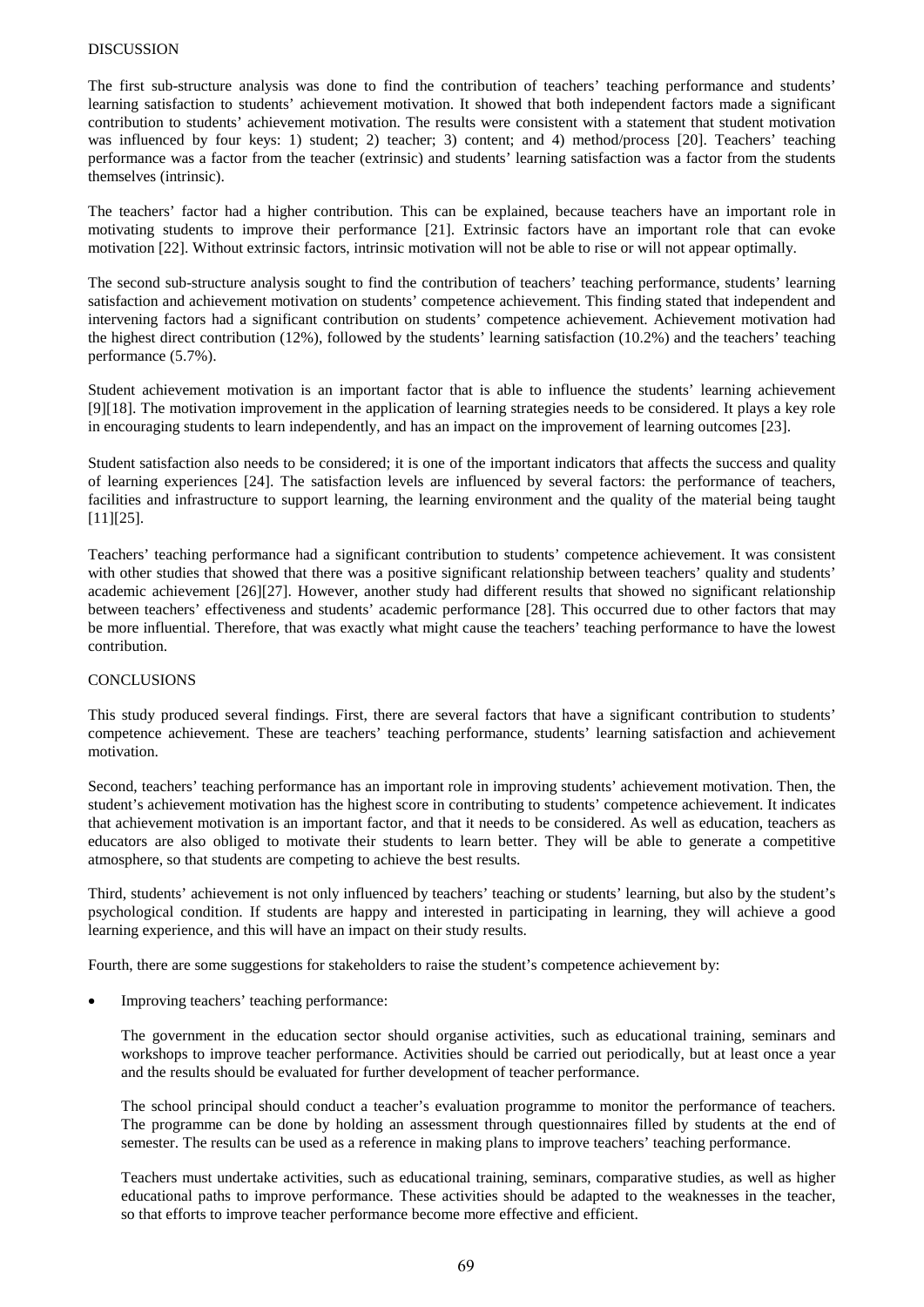## DISCUSSION

The first sub-structure analysis was done to find the contribution of teachers' teaching performance and students' learning satisfaction to students' achievement motivation. It showed that both independent factors made a significant contribution to students' achievement motivation. The results were consistent with a statement that student motivation was influenced by four keys: 1) student; 2) teacher; 3) content; and 4) method/process [20]. Teachers' teaching performance was a factor from the teacher (extrinsic) and students' learning satisfaction was a factor from the students themselves (intrinsic).

The teachers' factor had a higher contribution. This can be explained, because teachers have an important role in motivating students to improve their performance [21]. Extrinsic factors have an important role that can evoke motivation [22]. Without extrinsic factors, intrinsic motivation will not be able to rise or will not appear optimally.

The second sub-structure analysis sought to find the contribution of teachers' teaching performance, students' learning satisfaction and achievement motivation on students' competence achievement. This finding stated that independent and intervening factors had a significant contribution on students' competence achievement. Achievement motivation had the highest direct contribution (12%), followed by the students' learning satisfaction (10.2%) and the teachers' teaching performance (5.7%).

Student achievement motivation is an important factor that is able to influence the students' learning achievement [9][18]. The motivation improvement in the application of learning strategies needs to be considered. It plays a key role in encouraging students to learn independently, and has an impact on the improvement of learning outcomes [23].

Student satisfaction also needs to be considered; it is one of the important indicators that affects the success and quality of learning experiences [24]. The satisfaction levels are influenced by several factors: the performance of teachers, facilities and infrastructure to support learning, the learning environment and the quality of the material being taught [11][25].

Teachers' teaching performance had a significant contribution to students' competence achievement. It was consistent with other studies that showed that there was a positive significant relationship between teachers' quality and students' academic achievement [26][27]. However, another study had different results that showed no significant relationship between teachers' effectiveness and students' academic performance [28]. This occurred due to other factors that may be more influential. Therefore, that was exactly what might cause the teachers' teaching performance to have the lowest contribution.

## CONCLUSIONS

This study produced several findings. First, there are several factors that have a significant contribution to students' competence achievement. These are teachers' teaching performance, students' learning satisfaction and achievement motivation.

Second, teachers' teaching performance has an important role in improving students' achievement motivation. Then, the student's achievement motivation has the highest score in contributing to students' competence achievement. It indicates that achievement motivation is an important factor, and that it needs to be considered. As well as education, teachers as educators are also obliged to motivate their students to learn better. They will be able to generate a competitive atmosphere, so that students are competing to achieve the best results.

Third, students' achievement is not only influenced by teachers' teaching or students' learning, but also by the student's psychological condition. If students are happy and interested in participating in learning, they will achieve a good learning experience, and this will have an impact on their study results.

Fourth, there are some suggestions for stakeholders to raise the student's competence achievement by:

- Improving teachers' teaching performance:

  The government in the education sector should organise activities, such as educational training, seminars and workshops to improve teacher performance. Activities should be carried out periodically, but at least once a year and the results should be evaluated for further development of teacher performance.

  The school principal should conduct a teacher's evaluation programme to monitor the performance of teachers. The programme can be done by holding an assessment through questionnaires filled by students at the end of semester. The results can be used as a reference in making plans to improve teachers' teaching performance.

  Teachers must undertake activities, such as educational training, seminars, comparative studies, as well as higher educational paths to improve performance. These activities should be adapted to the weaknesses in the teacher, so that efforts to improve teacher performance become more effective and efficient.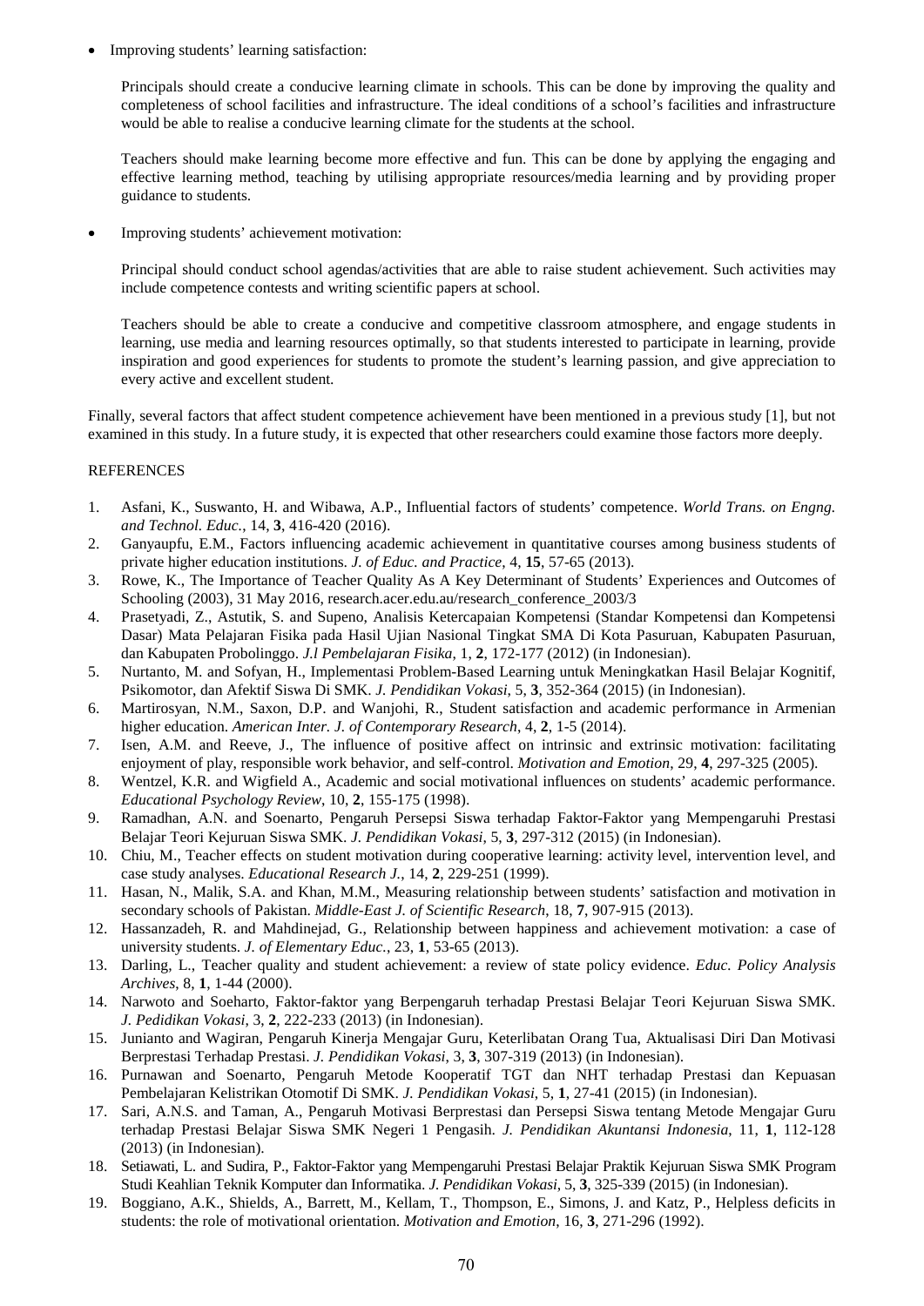- Improving students' learning satisfaction:

  Principals should create a conducive learning climate in schools. This can be done by improving the quality and completeness of school facilities and infrastructure. The ideal conditions of a school's facilities and infrastructure would be able to realise a conducive learning climate for the students at the school.

  Teachers should make learning become more effective and fun. This can be done by applying the engaging and effective learning method, teaching by utilising appropriate resources/media learning and by providing proper guidance to students.

- Improving students' achievement motivation:

  Principal should conduct school agendas/activities that are able to raise student achievement. Such activities may include competence contests and writing scientific papers at school.

  Teachers should be able to create a conducive and competitive classroom atmosphere, and engage students in learning, use media and learning resources optimally, so that students interested to participate in learning, provide inspiration and good experiences for students to promote the student's learning passion, and give appreciation to every active and excellent student.

Finally, several factors that affect student competence achievement have been mentioned in a previous study [1], but not examined in this study. In a future study, it is expected that other researchers could examine those factors more deeply.

## REFERENCES

1. Asfani, K., Suswanto, H. and Wibawa, A.P., Influential factors of students' competence. *World Trans. on Engng. and Technol. Educ.*, 14, **3**, 416-420 (2016).
2. Ganyaupfu, E.M., Factors influencing academic achievement in quantitative courses among business students of private higher education institutions. *J. of Educ. and Practice*, 4, **15**, 57-65 (2013).
3. Rowe, K., The Importance of Teacher Quality As A Key Determinant of Students' Experiences and Outcomes of Schooling (2003), 31 May 2016, research.acer.edu.au/research_conference_2003/3
4. Prasetyadi, Z., Astutik, S. and Supeno, Analisis Ketercapaian Kompetensi (Standar Kompetensi dan Kompetensi Dasar) Mata Pelajaran Fisika pada Hasil Ujian Nasional Tingkat SMA Di Kota Pasuruan, Kabupaten Pasuruan, dan Kabupaten Probolinggo. *J.l Pembelajaran Fisika*, 1, **2**, 172-177 (2012) (in Indonesian).
5. Nurtanto, M. and Sofyan, H., Implementasi Problem-Based Learning untuk Meningkatkan Hasil Belajar Kognitif, Psikomotor, dan Afektif Siswa Di SMK. *J. Pendidikan Vokasi*, 5, **3**, 352-364 (2015) (in Indonesian).
6. Martirosyan, N.M., Saxon, D.P. and Wanjohi, R., Student satisfaction and academic performance in Armenian higher education. *American Inter. J. of Contemporary Research*, 4, **2**, 1-5 (2014).
7. Isen, A.M. and Reeve, J., The influence of positive affect on intrinsic and extrinsic motivation: facilitating enjoyment of play, responsible work behavior, and self-control. *Motivation and Emotion*, 29, **4**, 297-325 (2005).
8. Wentzel, K.R. and Wigfield A., Academic and social motivational influences on students' academic performance. *Educational Psychology Review*, 10, **2**, 155-175 (1998).
9. Ramadhan, A.N. and Soenarto, Pengaruh Persepsi Siswa terhadap Faktor-Faktor yang Mempengaruhi Prestasi Belajar Teori Kejuruan Siswa SMK. *J. Pendidikan Vokasi*, 5, **3**, 297-312 (2015) (in Indonesian).
10. Chiu, M., Teacher effects on student motivation during cooperative learning: activity level, intervention level, and case study analyses. *Educational Research J.*, 14, **2**, 229-251 (1999).
11. Hasan, N., Malik, S.A. and Khan, M.M., Measuring relationship between students' satisfaction and motivation in secondary schools of Pakistan. *Middle-East J. of Scientific Research*, 18, **7**, 907-915 (2013).
12. Hassanzadeh, R. and Mahdinejad, G., Relationship between happiness and achievement motivation: a case of university students. *J. of Elementary Educ.*, 23, **1**, 53-65 (2013).
13. Darling, L., Teacher quality and student achievement: a review of state policy evidence. *Educ. Policy Analysis Archives*, 8, **1**, 1-44 (2000).
14. Narwoto and Soeharto, Faktor-faktor yang Berpengaruh terhadap Prestasi Belajar Teori Kejuruan Siswa SMK. *J. Pedidikan Vokasi*, 3, **2**, 222-233 (2013) (in Indonesian).
15. Junianto and Wagiran, Pengaruh Kinerja Mengajar Guru, Keterlibatan Orang Tua, Aktualisasi Diri Dan Motivasi Berprestasi Terhadap Prestasi. *J. Pendidikan Vokasi*, 3, **3**, 307-319 (2013) (in Indonesian).
16. Purnawan and Soenarto, Pengaruh Metode Kooperatif TGT dan NHT terhadap Prestasi dan Kepuasan Pembelajaran Kelistrikan Otomotif Di SMK. *J. Pendidikan Vokasi*, 5, **1**, 27-41 (2015) (in Indonesian).
17. Sari, A.N.S. and Taman, A., Pengaruh Motivasi Berprestasi dan Persepsi Siswa tentang Metode Mengajar Guru terhadap Prestasi Belajar Siswa SMK Negeri 1 Pengasih. *J. Pendidikan Akuntansi Indonesia*, 11, **1**, 112-128 (2013) (in Indonesian).
18. Setiawati, L. and Sudira, P., Faktor-Faktor yang Mempengaruhi Prestasi Belajar Praktik Kejuruan Siswa SMK Program Studi Keahlian Teknik Komputer dan Informatika. *J. Pendidikan Vokasi*, 5, **3**, 325-339 (2015) (in Indonesian).
19. Boggiano, A.K., Shields, A., Barrett, M., Kellam, T., Thompson, E., Simons, J. and Katz, P., Helpless deficits in students: the role of motivational orientation. *Motivation and Emotion*, 16, **3**, 271-296 (1992).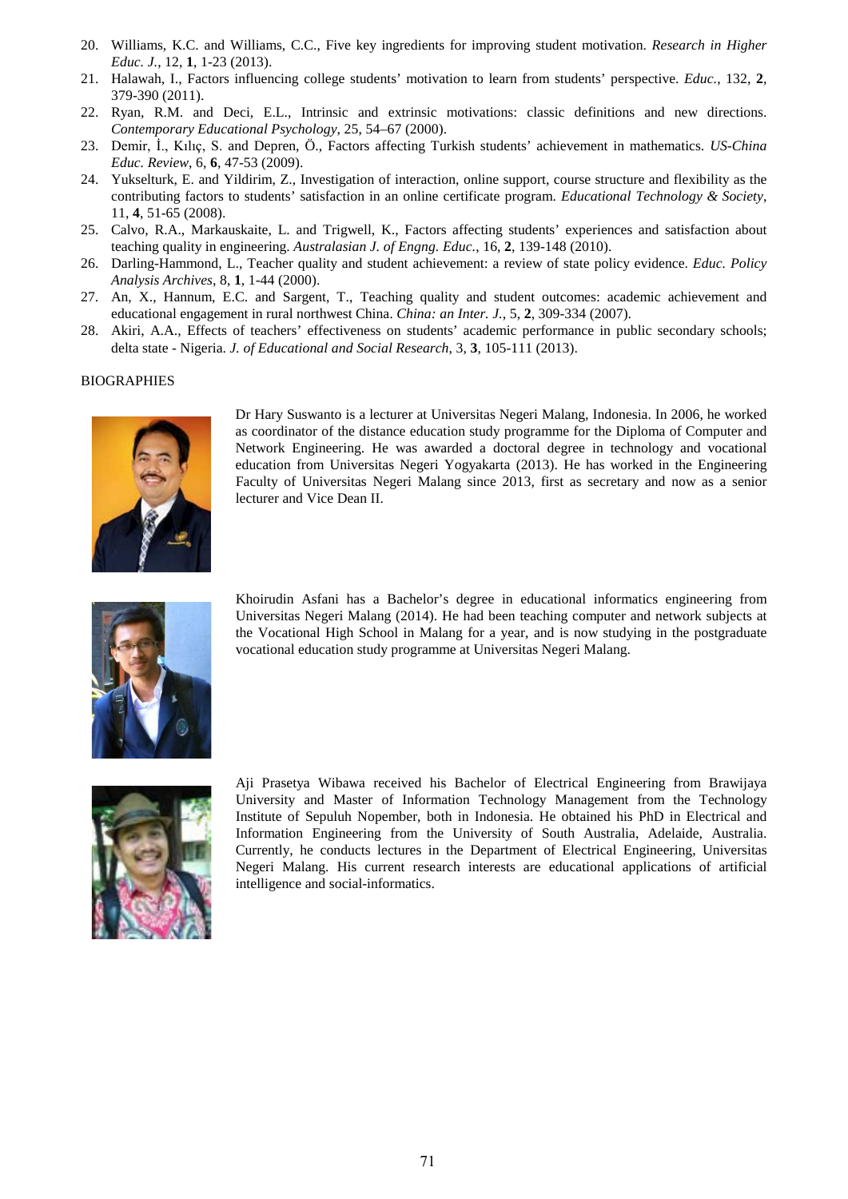20. Williams, K.C. and Williams, C.C., Five key ingredients for improving student motivation. *Research in Higher Educ. J.*, 12, **1**, 1-23 (2013).
21. Halawah, I., Factors influencing college students' motivation to learn from students' perspective. *Educ.*, 132, **2**, 379-390 (2011).
22. Ryan, R.M. and Deci, E.L., Intrinsic and extrinsic motivations: classic definitions and new directions. *Contemporary Educational Psychology*, 25, 54–67 (2000).
23. Demir, İ., Kılıç, S. and Depren, Ö., Factors affecting Turkish students' achievement in mathematics. *US-China Educ. Review*, 6, **6**, 47-53 (2009).
24. Yukselturk, E. and Yildirim, Z., Investigation of interaction, online support, course structure and flexibility as the contributing factors to students' satisfaction in an online certificate program. *Educational Technology & Society*, 11, **4**, 51-65 (2008).
25. Calvo, R.A., Markauskaite, L. and Trigwell, K., Factors affecting students' experiences and satisfaction about teaching quality in engineering. *Australasian J. of Engng. Educ.*, 16, **2**, 139-148 (2010).
26. Darling-Hammond, L., Teacher quality and student achievement: a review of state policy evidence. *Educ. Policy Analysis Archives*, 8, **1**, 1-44 (2000).
27. An, X., Hannum, E.C. and Sargent, T., Teaching quality and student outcomes: academic achievement and educational engagement in rural northwest China. *China: an Inter. J.*, 5, **2**, 309-334 (2007).
28. Akiri, A.A., Effects of teachers' effectiveness on students' academic performance in public secondary schools; delta state - Nigeria. *J. of Educational and Social Research*, 3, **3**, 105-111 (2013).

BIOGRAPHIES

Dr Hary Suswanto is a lecturer at Universitas Negeri Malang, Indonesia. In 2006, he worked as coordinator of the distance education study programme for the Diploma of Computer and Network Engineering. He was awarded a doctoral degree in technology and vocational education from Universitas Negeri Yogyakarta (2013). He has worked in the Engineering Faculty of Universitas Negeri Malang since 2013, first as secretary and now as a senior lecturer and Vice Dean II.

Khoirudin Asfani has a Bachelor's degree in educational informatics engineering from Universitas Negeri Malang (2014). He had been teaching computer and network subjects at the Vocational High School in Malang for a year, and is now studying in the postgraduate vocational education study programme at Universitas Negeri Malang.

Aji Prasetya Wibawa received his Bachelor of Electrical Engineering from Brawijaya University and Master of Information Technology Management from the Technology Institute of Sepuluh Nopember, both in Indonesia. He obtained his PhD in Electrical and Information Engineering from the University of South Australia, Adelaide, Australia. Currently, he conducts lectures in the Department of Electrical Engineering, Universitas Negeri Malang. His current research interests are educational applications of artificial intelligence and social-informatics.